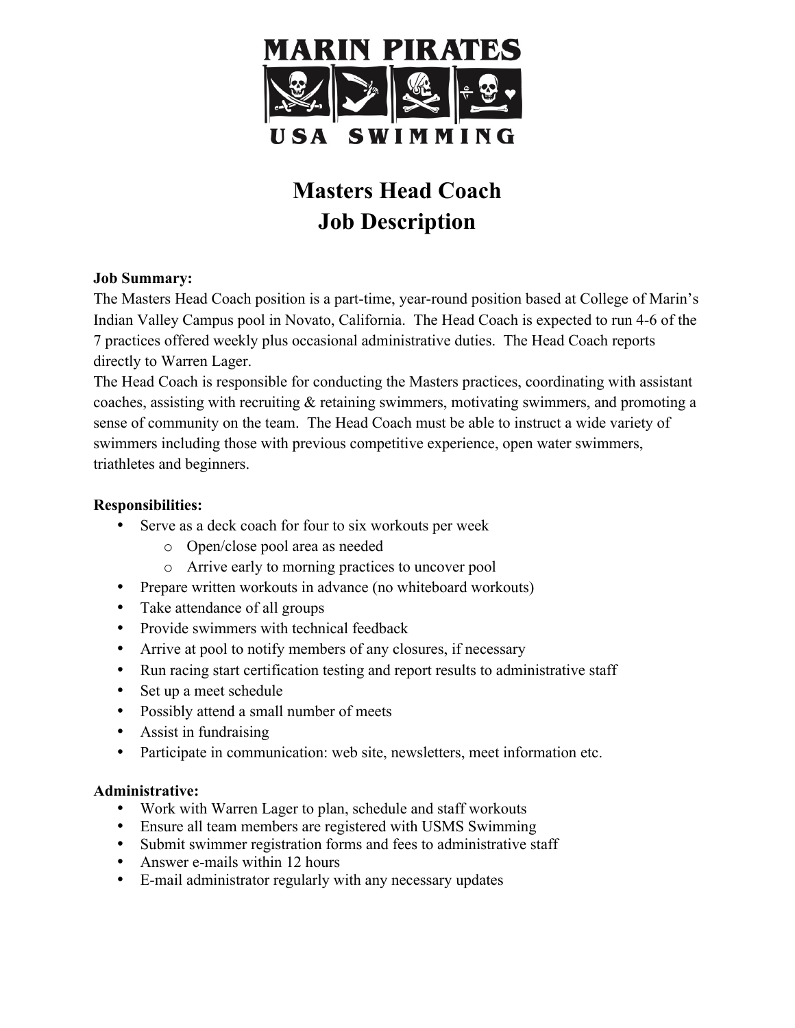MARIN PIRATES

USA SWIMMING

# Masters Head Coach
# Job Description

**Job Summary:**

The Masters Head Coach position is a part-time, year-round position based at College of Marin's Indian Valley Campus pool in Novato, California. The Head Coach is expected to run 4-6 of the 7 practices offered weekly plus occasional administrative duties. The Head Coach reports directly to Warren Lager.

The Head Coach is responsible for conducting the Masters practices, coordinating with assistant coaches, assisting with recruiting & retaining swimmers, motivating swimmers, and promoting a sense of community on the team. The Head Coach must be able to instruct a wide variety of swimmers including those with previous competitive experience, open water swimmers, triathletes and beginners.

**Responsibilities:**

- Serve as a deck coach for four to six workouts per week
  - Open/close pool area as needed
  - Arrive early to morning practices to uncover pool
- Prepare written workouts in advance (no whiteboard workouts)
- Take attendance of all groups
- Provide swimmers with technical feedback
- Arrive at pool to notify members of any closures, if necessary
- Run racing start certification testing and report results to administrative staff
- Set up a meet schedule
- Possibly attend a small number of meets
- Assist in fundraising
- Participate in communication: web site, newsletters, meet information etc.

**Administrative:**

- Work with Warren Lager to plan, schedule and staff workouts
- Ensure all team members are registered with USMS Swimming
- Submit swimmer registration forms and fees to administrative staff
- Answer e-mails within 12 hours
- E-mail administrator regularly with any necessary updates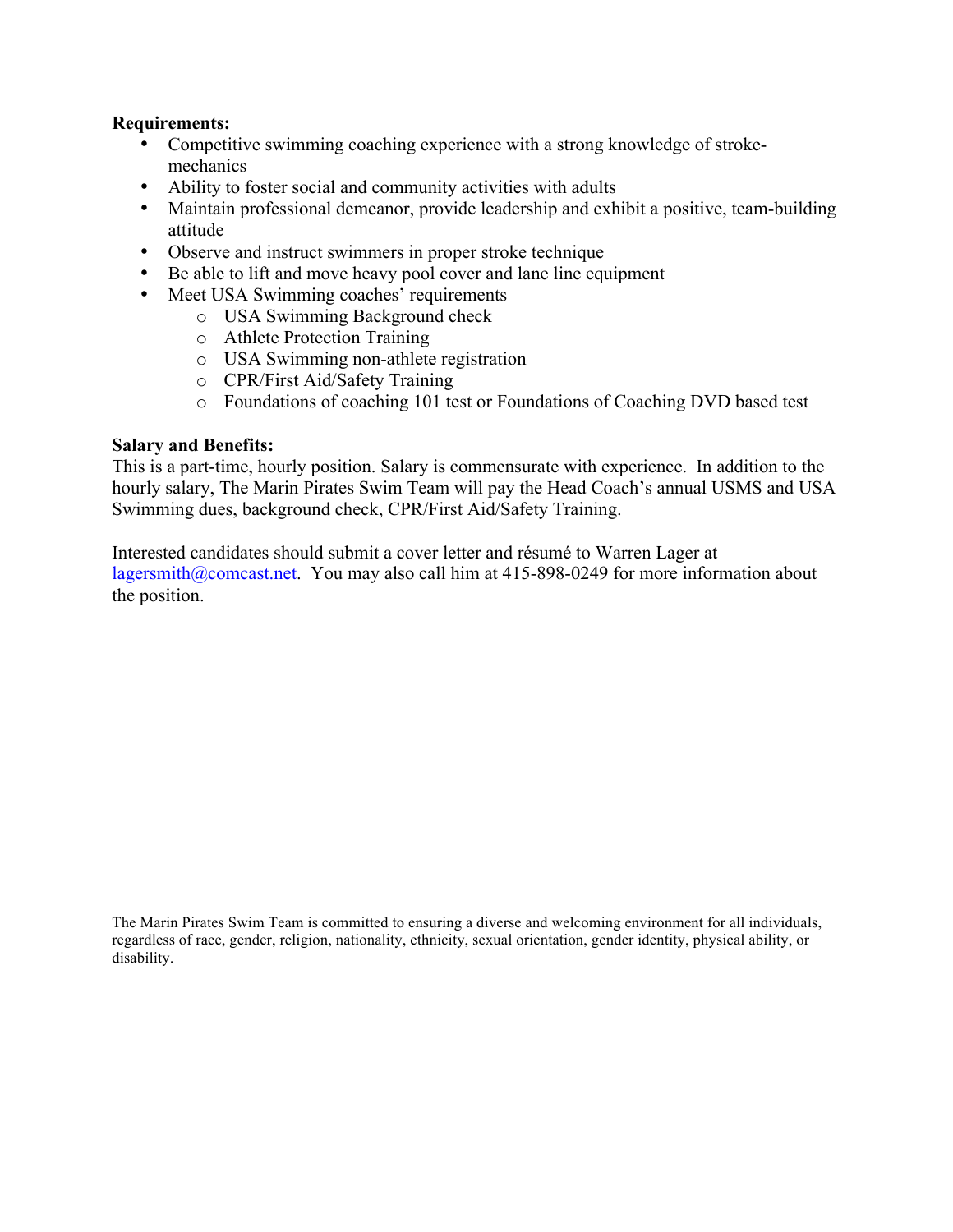**Requirements:**

- Competitive swimming coaching experience with a strong knowledge of stroke-mechanics
- Ability to foster social and community activities with adults
- Maintain professional demeanor, provide leadership and exhibit a positive, team-building attitude
- Observe and instruct swimmers in proper stroke technique
- Be able to lift and move heavy pool cover and lane line equipment
- Meet USA Swimming coaches' requirements
  - USA Swimming Background check
  - Athlete Protection Training
  - USA Swimming non-athlete registration
  - CPR/First Aid/Safety Training
  - Foundations of coaching 101 test or Foundations of Coaching DVD based test

**Salary and Benefits:**

This is a part-time, hourly position. Salary is commensurate with experience. In addition to the hourly salary, The Marin Pirates Swim Team will pay the Head Coach's annual USMS and USA Swimming dues, background check, CPR/First Aid/Safety Training.

Interested candidates should submit a cover letter and résumé to Warren Lager at lagersmith@comcast.net. You may also call him at 415-898-0249 for more information about the position.

The Marin Pirates Swim Team is committed to ensuring a diverse and welcoming environment for all individuals, regardless of race, gender, religion, nationality, ethnicity, sexual orientation, gender identity, physical ability, or disability.